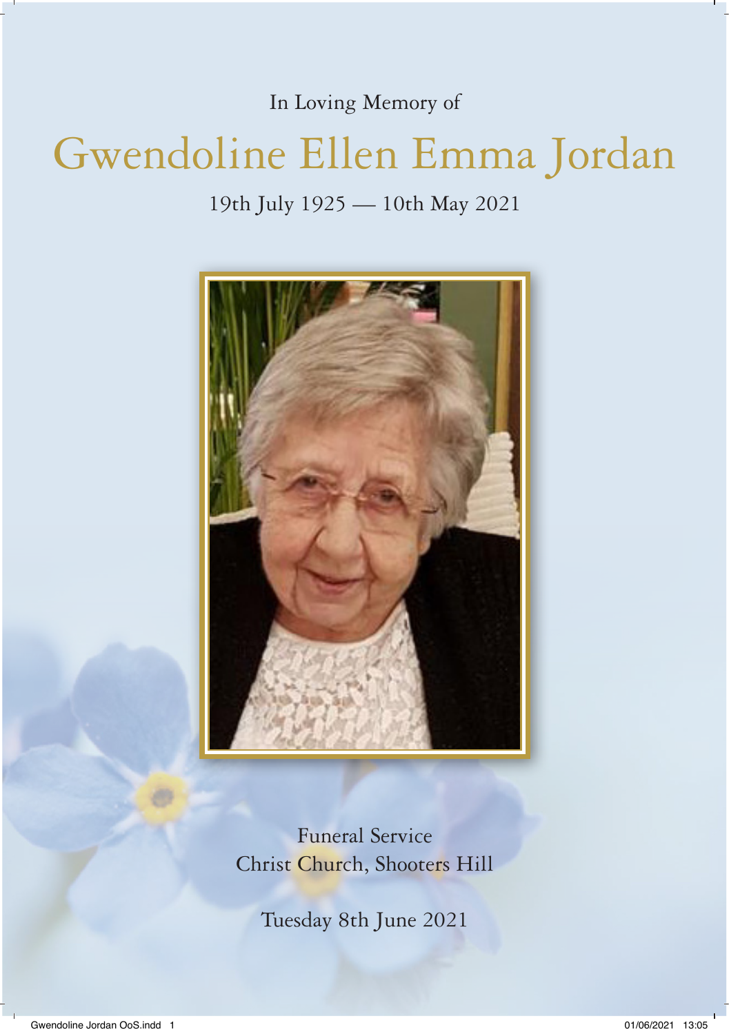In Loving Memory of

# Gwendoline Ellen Emma Jordan

19th July 1925 — 10th May 2021

Funeral Service
Christ Church, Shooters Hill

Tuesday 8th June 2021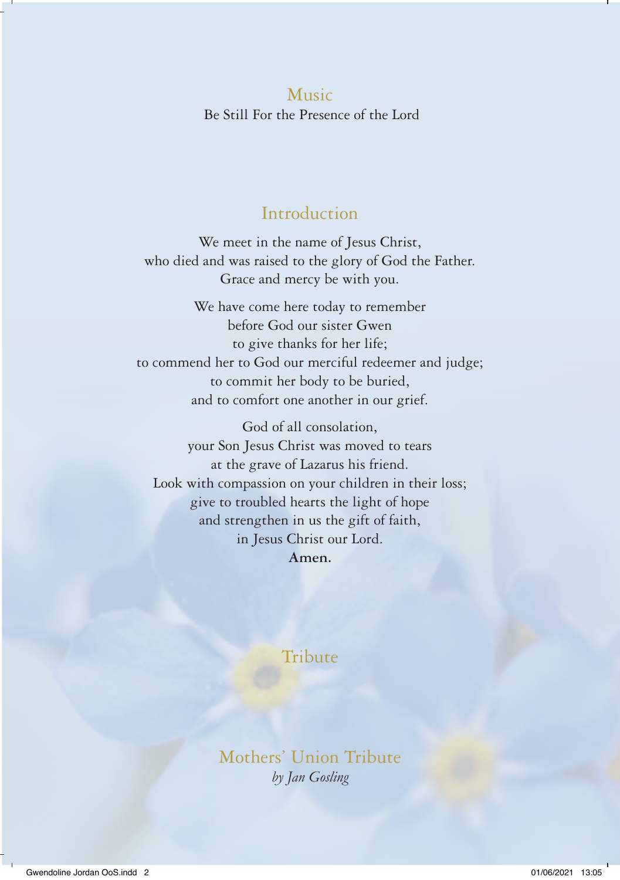## Music

Be Still For the Presence of the Lord

## Introduction

We meet in the name of Jesus Christ,
who died and was raised to the glory of God the Father.
Grace and mercy be with you.

We have come here today to remember
before God our sister Gwen
to give thanks for her life;
to commend her to God our merciful redeemer and judge;
to commit her body to be buried,
and to comfort one another in our grief.

God of all consolation,
your Son Jesus Christ was moved to tears
at the grave of Lazarus his friend.
Look with compassion on your children in their loss;
give to troubled hearts the light of hope
and strengthen in us the gift of faith,
in Jesus Christ our Lord.
**Amen.**

## Tribute

## Mothers' Union Tribute

*by Jan Gosling*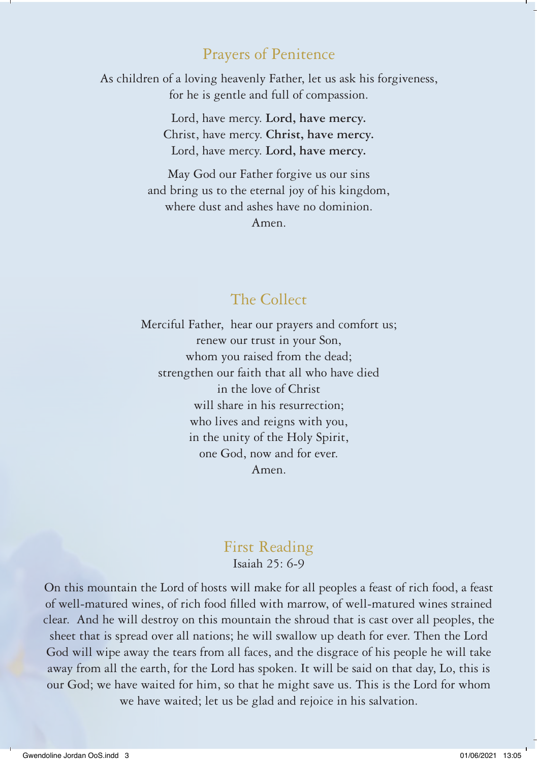## Prayers of Penitence

As children of a loving heavenly Father, let us ask his forgiveness,
for he is gentle and full of compassion.

Lord, have mercy. **Lord, have mercy.**
Christ, have mercy. **Christ, have mercy.**
Lord, have mercy. **Lord, have mercy.**

May God our Father forgive us our sins
and bring us to the eternal joy of his kingdom,
where dust and ashes have no dominion.
Amen.

## The Collect

Merciful Father, hear our prayers and comfort us;
renew our trust in your Son,
whom you raised from the dead;
strengthen our faith that all who have died
in the love of Christ
will share in his resurrection;
who lives and reigns with you,
in the unity of the Holy Spirit,
one God, now and for ever.
Amen.

## First Reading

Isaiah 25: 6-9

On this mountain the Lord of hosts will make for all peoples a feast of rich food, a feast of well-matured wines, of rich food filled with marrow, of well-matured wines strained clear. And he will destroy on this mountain the shroud that is cast over all peoples, the sheet that is spread over all nations; he will swallow up death for ever. Then the Lord God will wipe away the tears from all faces, and the disgrace of his people he will take away from all the earth, for the Lord has spoken. It will be said on that day, Lo, this is our God; we have waited for him, so that he might save us. This is the Lord for whom we have waited; let us be glad and rejoice in his salvation.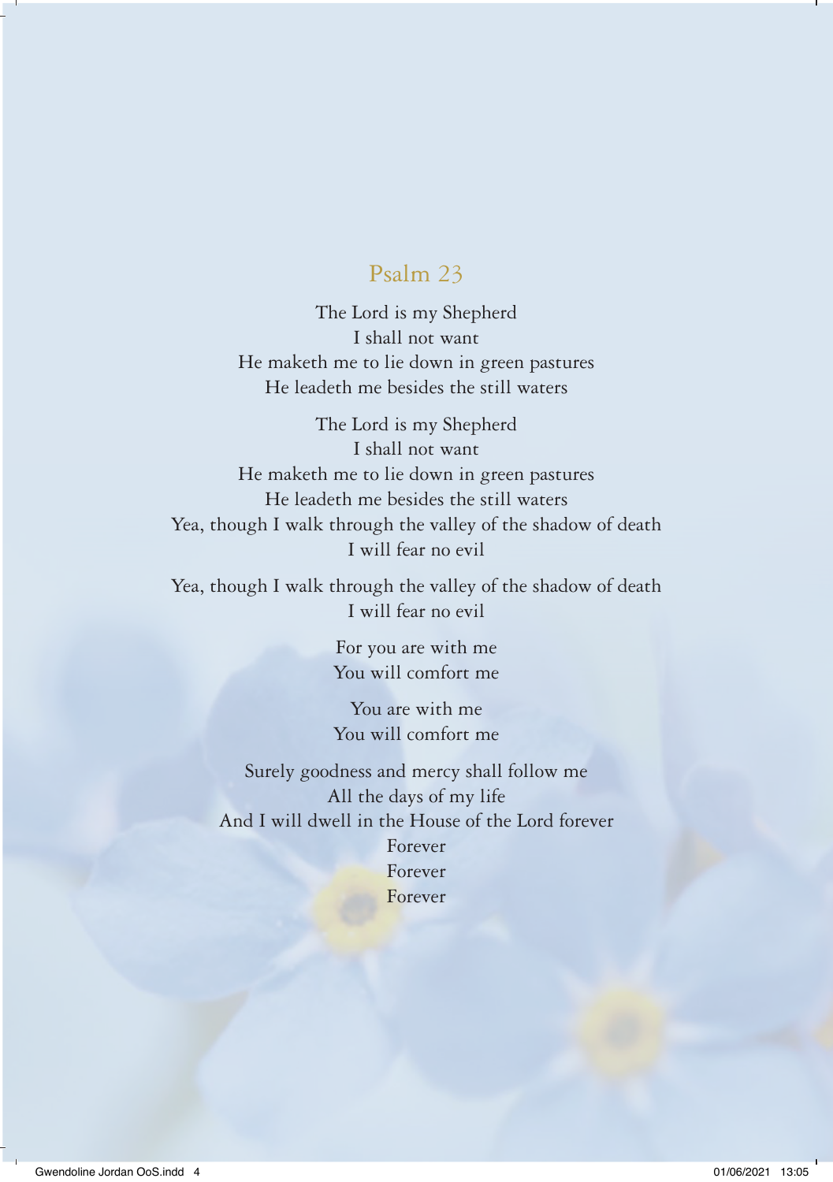## Psalm 23

The Lord is my Shepherd
I shall not want
He maketh me to lie down in green pastures
He leadeth me besides the still waters

The Lord is my Shepherd
I shall not want
He maketh me to lie down in green pastures
He leadeth me besides the still waters
Yea, though I walk through the valley of the shadow of death
I will fear no evil

Yea, though I walk through the valley of the shadow of death
I will fear no evil

For you are with me
You will comfort me

You are with me
You will comfort me

Surely goodness and mercy shall follow me
All the days of my life
And I will dwell in the House of the Lord forever
Forever
Forever
Forever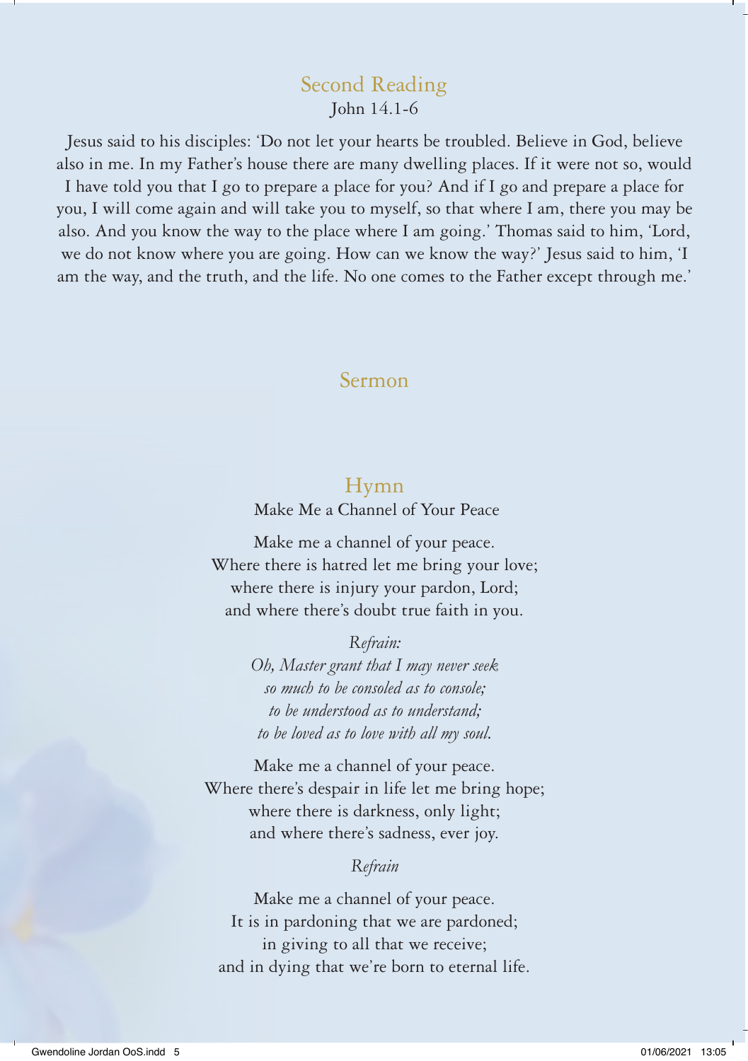## Second Reading

John 14.1-6

Jesus said to his disciples: 'Do not let your hearts be troubled. Believe in God, believe also in me. In my Father's house there are many dwelling places. If it were not so, would I have told you that I go to prepare a place for you? And if I go and prepare a place for you, I will come again and will take you to myself, so that where I am, there you may be also. And you know the way to the place where I am going.' Thomas said to him, 'Lord, we do not know where you are going. How can we know the way?' Jesus said to him, 'I am the way, and the truth, and the life. No one comes to the Father except through me.'

## Sermon

## Hymn

Make Me a Channel of Your Peace

Make me a channel of your peace.
Where there is hatred let me bring your love;
where there is injury your pardon, Lord;
and where there's doubt true faith in you.

*Refrain:*
*Oh, Master grant that I may never seek*
*so much to be consoled as to console;*
*to be understood as to understand;*
*to be loved as to love with all my soul.*

Make me a channel of your peace.
Where there's despair in life let me bring hope;
where there is darkness, only light;
and where there's sadness, ever joy.

*Refrain*

Make me a channel of your peace.
It is in pardoning that we are pardoned;
in giving to all that we receive;
and in dying that we're born to eternal life.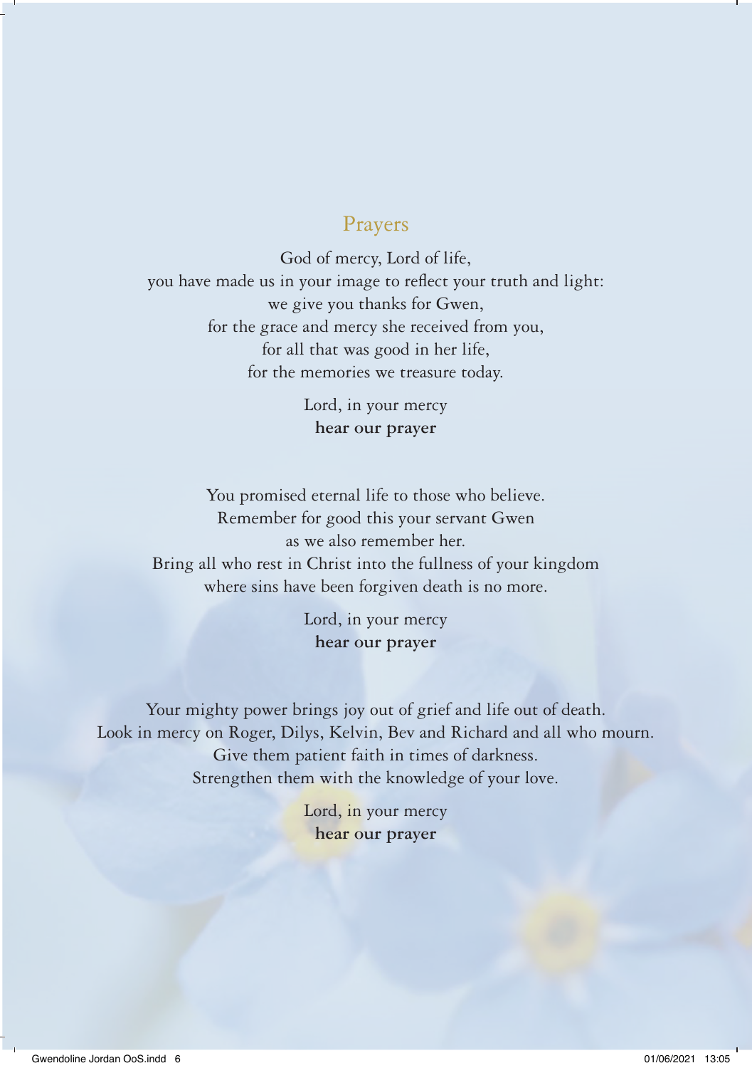## Prayers

God of mercy, Lord of life,
you have made us in your image to reflect your truth and light:
we give you thanks for Gwen,
for the grace and mercy she received from you,
for all that was good in her life,
for the memories we treasure today.

Lord, in your mercy
**hear our prayer**

You promised eternal life to those who believe.
Remember for good this your servant Gwen
as we also remember her.
Bring all who rest in Christ into the fullness of your kingdom
where sins have been forgiven death is no more.

Lord, in your mercy
**hear our prayer**

Your mighty power brings joy out of grief and life out of death.
Look in mercy on Roger, Dilys, Kelvin, Bev and Richard and all who mourn.
Give them patient faith in times of darkness.
Strengthen them with the knowledge of your love.

Lord, in your mercy
**hear our prayer**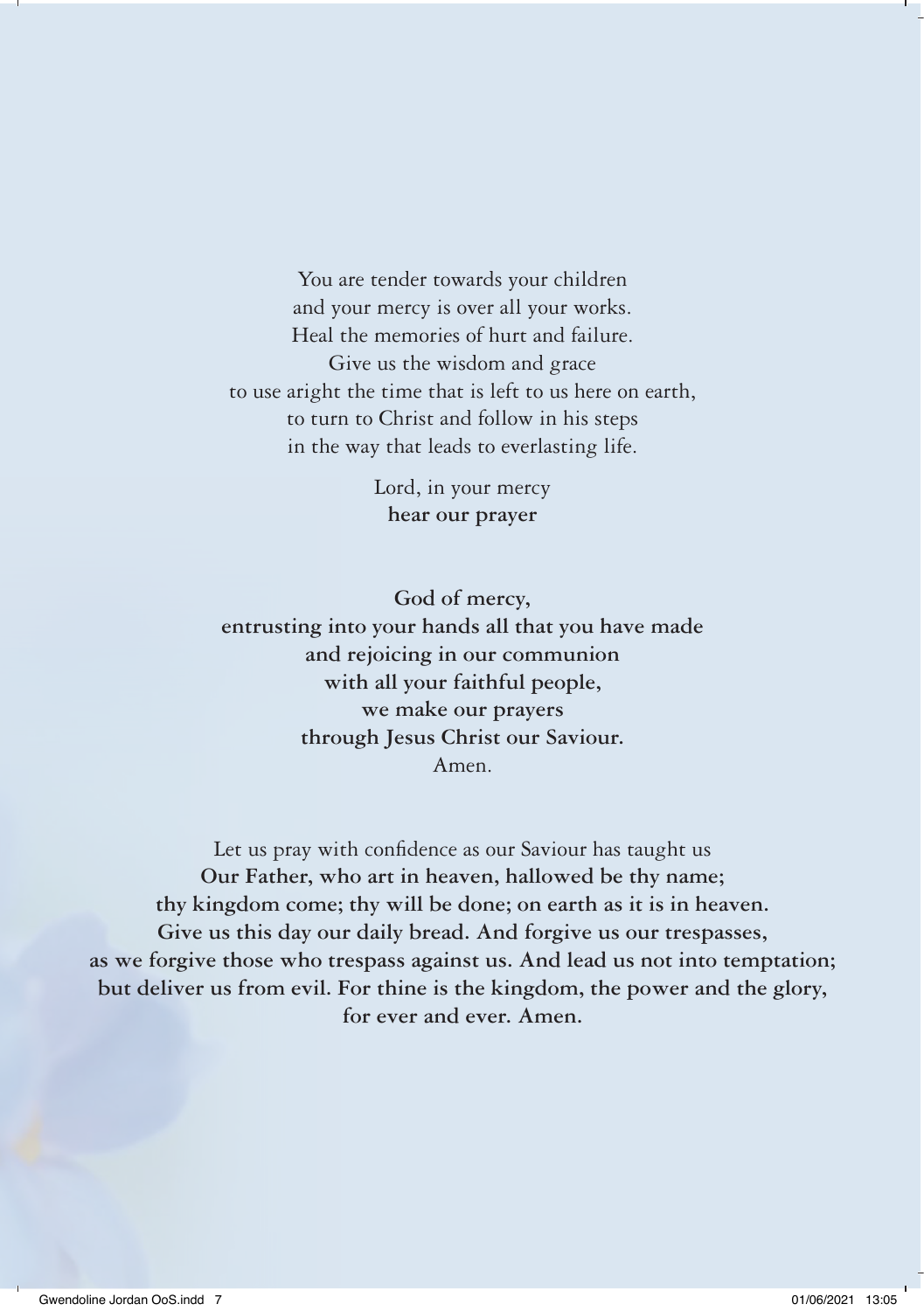You are tender towards your children
and your mercy is over all your works.
Heal the memories of hurt and failure.
Give us the wisdom and grace
to use aright the time that is left to us here on earth,
to turn to Christ and follow in his steps
in the way that leads to everlasting life.

Lord, in your mercy
**hear our prayer**

**God of mercy,**
**entrusting into your hands all that you have made**
**and rejoicing in our communion**
**with all your faithful people,**
**we make our prayers**
**through Jesus Christ our Saviour.**
Amen.

Let us pray with confidence as our Saviour has taught us
**Our Father, who art in heaven, hallowed be thy name;**
**thy kingdom come; thy will be done; on earth as it is in heaven.**
**Give us this day our daily bread. And forgive us our trespasses,**
**as we forgive those who trespass against us. And lead us not into temptation;**
**but deliver us from evil. For thine is the kingdom, the power and the glory,**
**for ever and ever. Amen.**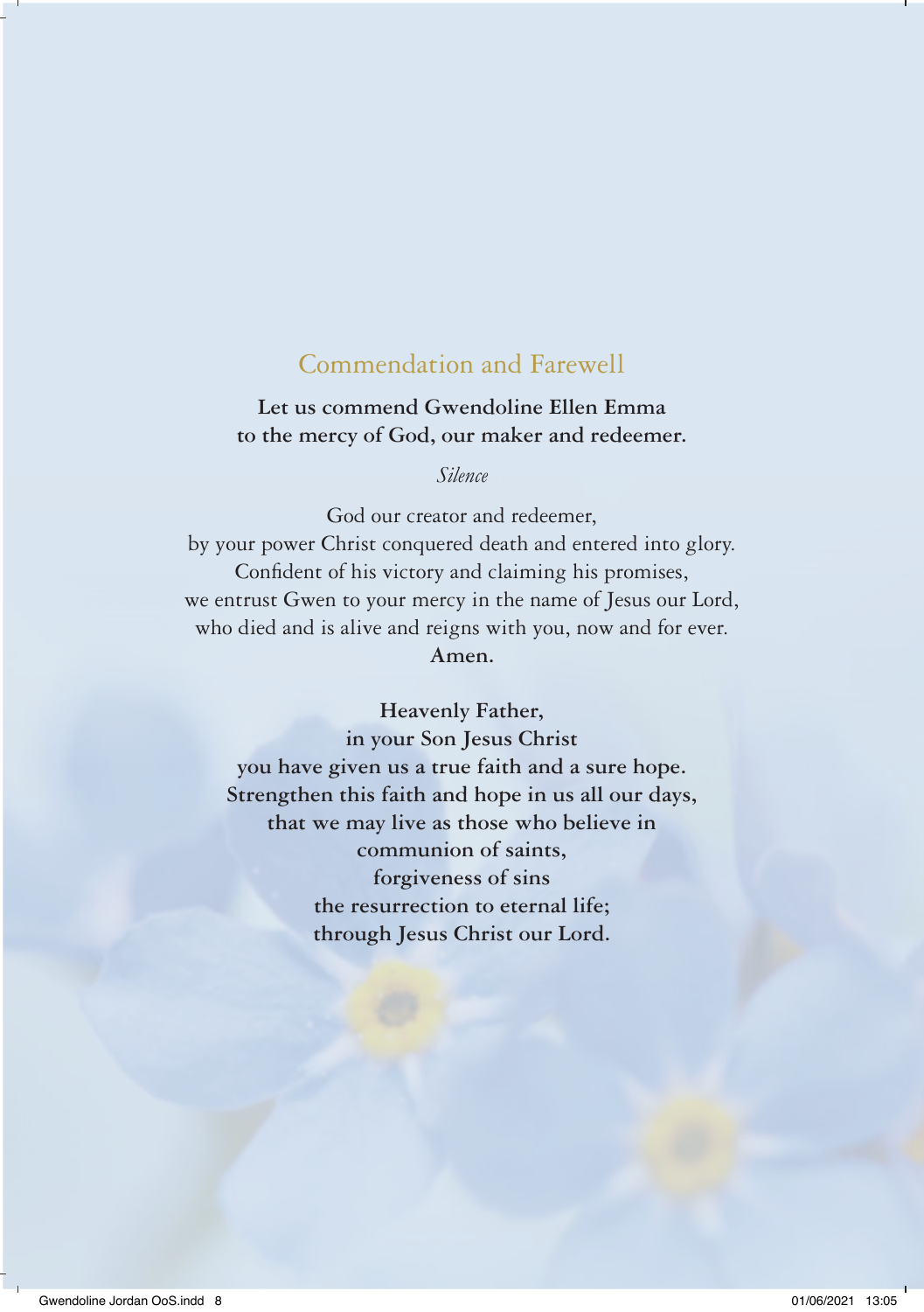## Commendation and Farewell

**Let us commend Gwendoline Ellen Emma**
**to the mercy of God, our maker and redeemer.**

*Silence*

God our creator and redeemer,
by your power Christ conquered death and entered into glory.
Confident of his victory and claiming his promises,
we entrust Gwen to your mercy in the name of Jesus our Lord,
who died and is alive and reigns with you, now and for ever.
**Amen.**

**Heavenly Father,**
**in your Son Jesus Christ**
**you have given us a true faith and a sure hope.**
**Strengthen this faith and hope in us all our days,**
**that we may live as those who believe in**
**communion of saints,**
**forgiveness of sins**
**the resurrection to eternal life;**
**through Jesus Christ our Lord.**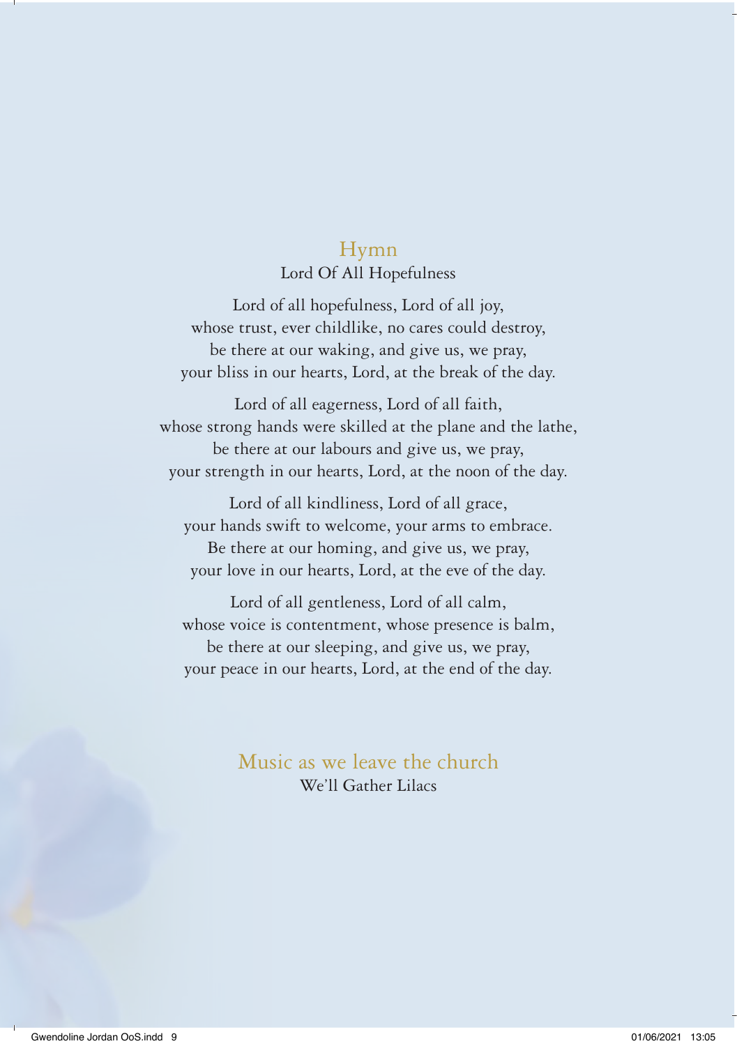## Hymn

Lord Of All Hopefulness

Lord of all hopefulness, Lord of all joy,
whose trust, ever childlike, no cares could destroy,
be there at our waking, and give us, we pray,
your bliss in our hearts, Lord, at the break of the day.

Lord of all eagerness, Lord of all faith,
whose strong hands were skilled at the plane and the lathe,
be there at our labours and give us, we pray,
your strength in our hearts, Lord, at the noon of the day.

Lord of all kindliness, Lord of all grace,
your hands swift to welcome, your arms to embrace.
Be there at our homing, and give us, we pray,
your love in our hearts, Lord, at the eve of the day.

Lord of all gentleness, Lord of all calm,
whose voice is contentment, whose presence is balm,
be there at our sleeping, and give us, we pray,
your peace in our hearts, Lord, at the end of the day.

## Music as we leave the church

We'll Gather Lilacs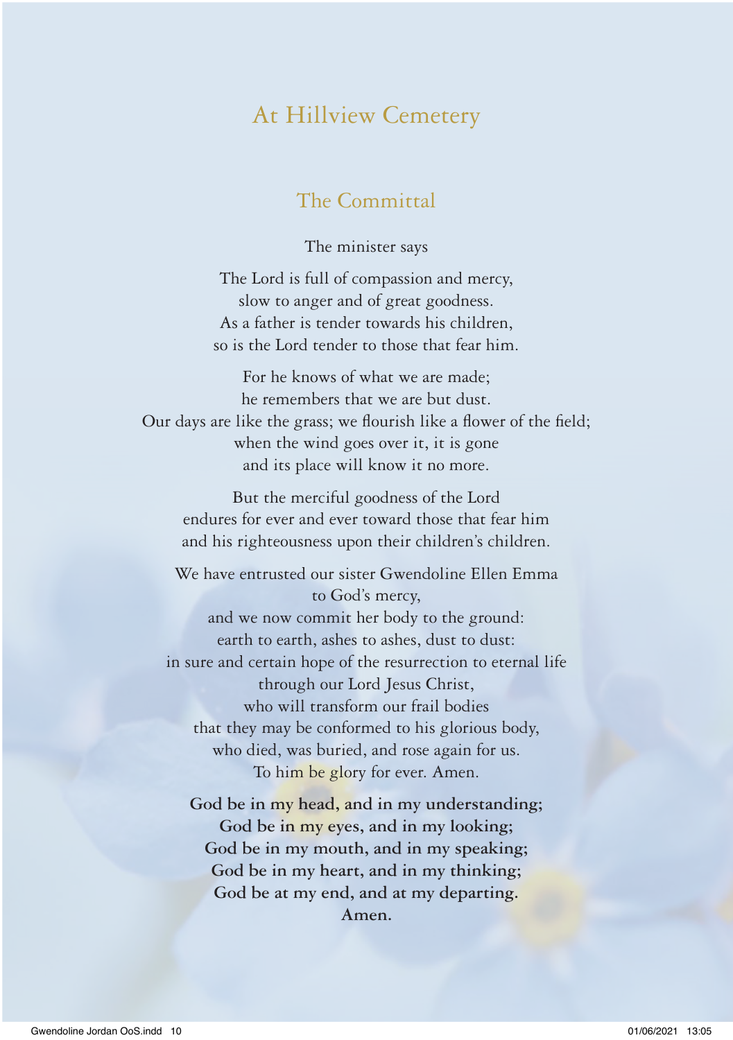# At Hillview Cemetery

## The Committal

The minister says

The Lord is full of compassion and mercy,
slow to anger and of great goodness.
As a father is tender towards his children,
so is the Lord tender to those that fear him.

For he knows of what we are made;
he remembers that we are but dust.
Our days are like the grass; we flourish like a flower of the field;
when the wind goes over it, it is gone
and its place will know it no more.

But the merciful goodness of the Lord
endures for ever and ever toward those that fear him
and his righteousness upon their children's children.

We have entrusted our sister Gwendoline Ellen Emma
to God's mercy,
and we now commit her body to the ground:
earth to earth, ashes to ashes, dust to dust:
in sure and certain hope of the resurrection to eternal life
through our Lord Jesus Christ,
who will transform our frail bodies
that they may be conformed to his glorious body,
who died, was buried, and rose again for us.
To him be glory for ever. Amen.

**God be in my head, and in my understanding;**
**God be in my eyes, and in my looking;**
**God be in my mouth, and in my speaking;**
**God be in my heart, and in my thinking;**
**God be at my end, and at my departing.**
**Amen.**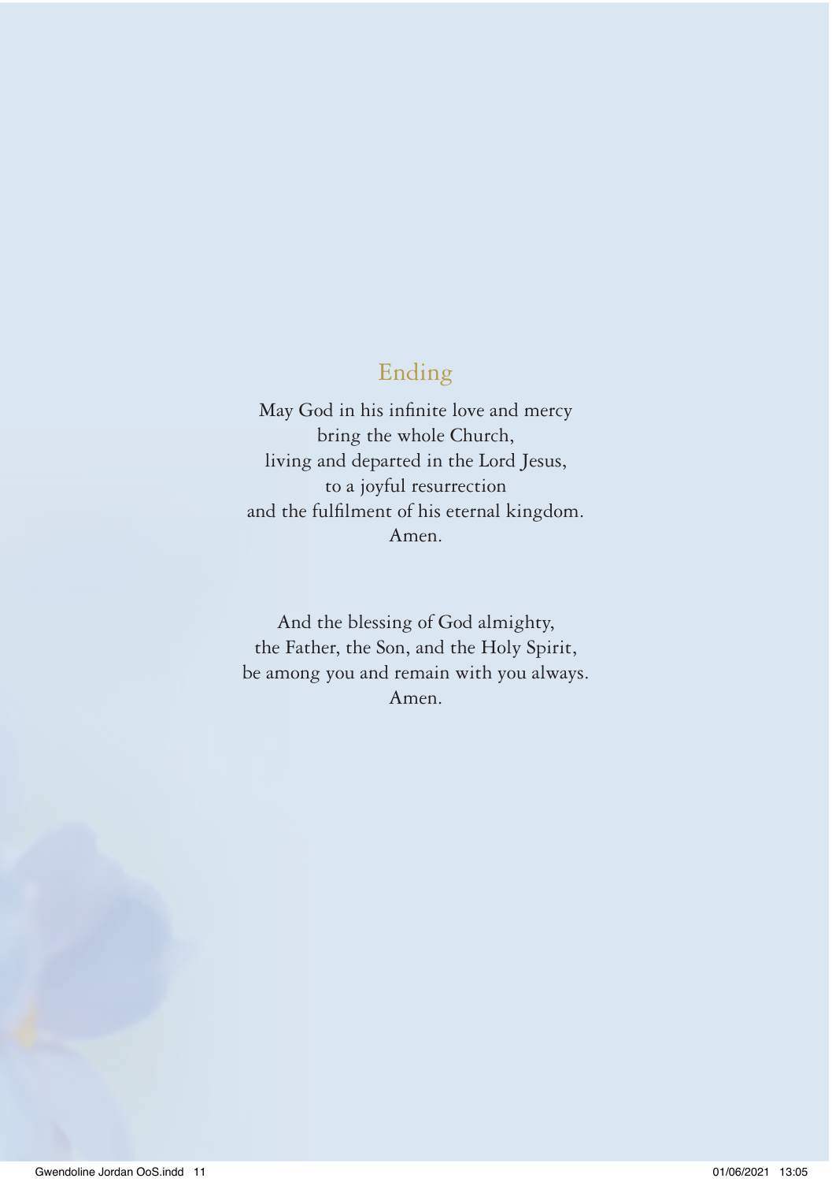## Ending

May God in his infinite love and mercy  
bring the whole Church,  
living and departed in the Lord Jesus,  
to a joyful resurrection  
and the fulfilment of his eternal kingdom.  
Amen.

And the blessing of God almighty,  
the Father, the Son, and the Holy Spirit,  
be among you and remain with you always.  
Amen.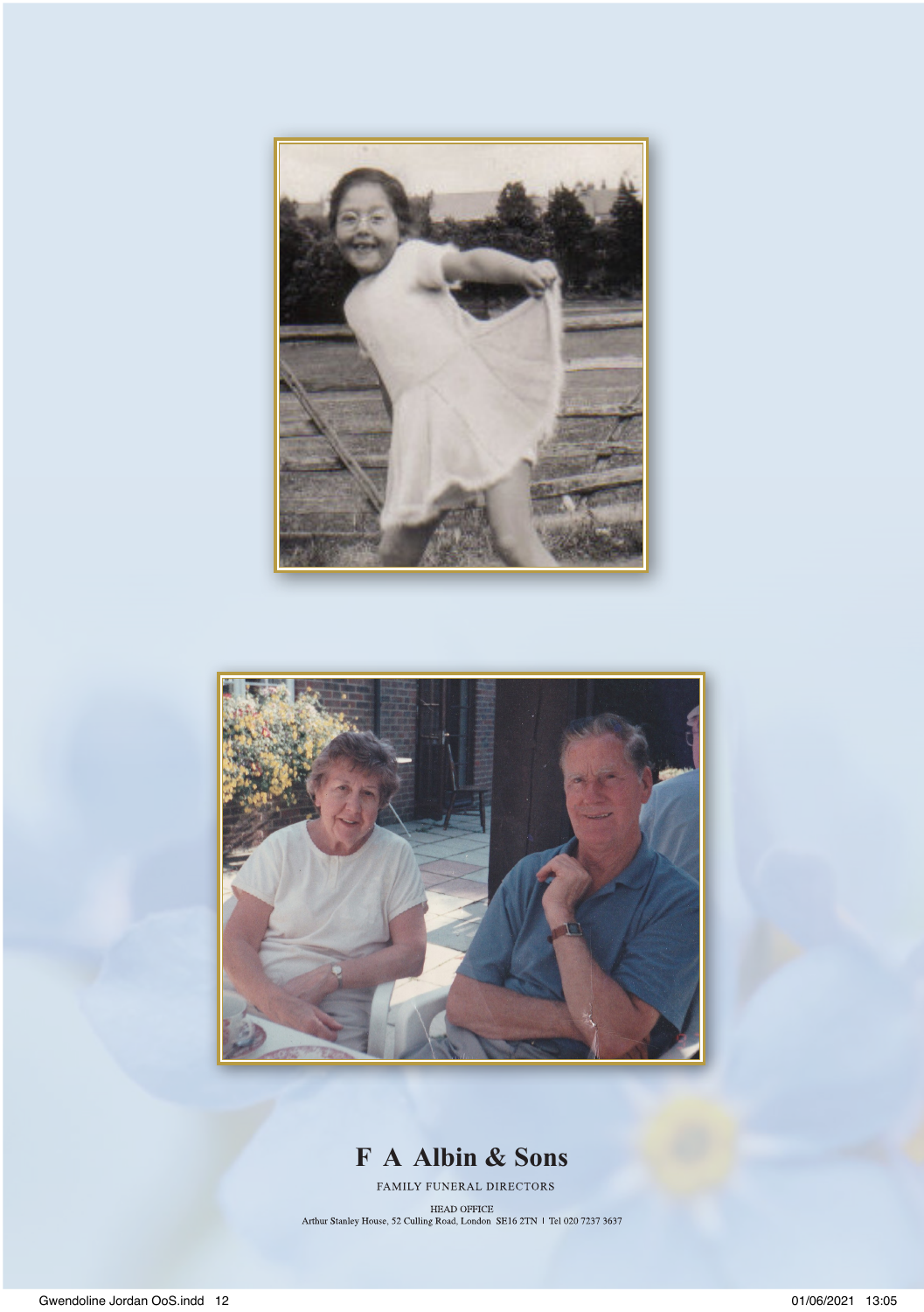# F A Albin & Sons

FAMILY FUNERAL DIRECTORS

HEAD OFFICE
Arthur Stanley House, 52 Culling Road, London SE16 2TN | Tel 020 7237 3637